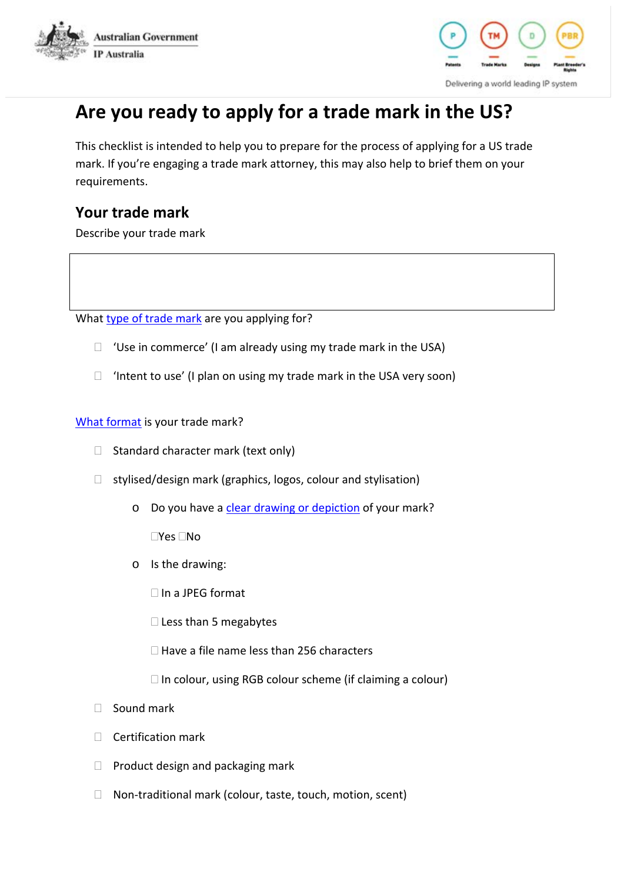# Are you ready to apply for a trade mark in the US?

This checklist is intended to help you to prepare for the process of applying for a US trade mark. If you're engaging a trade mark attorney, this may also help to brief them on your requirements.

## Your trade mark

Describe your trade mark

| |
|---|
| |

What type of trade mark are you applying for?

- ☐ 'Use in commerce' (I am already using my trade mark in the USA)
- ☐ 'Intent to use' (I plan on using my trade mark in the USA very soon)

What format is your trade mark?

- ☐ Standard character mark (text only)
- ☐ stylised/design mark (graphics, logos, colour and stylisation)
  - Do you have a clear drawing or depiction of your mark?

    ☐Yes ☐No
  - Is the drawing:

    ☐ In a JPEG format

    ☐ Less than 5 megabytes

    ☐ Have a file name less than 256 characters

    ☐ In colour, using RGB colour scheme (if claiming a colour)
- ☐ Sound mark
- ☐ Certification mark
- ☐ Product design and packaging mark
- ☐ Non-traditional mark (colour, taste, touch, motion, scent)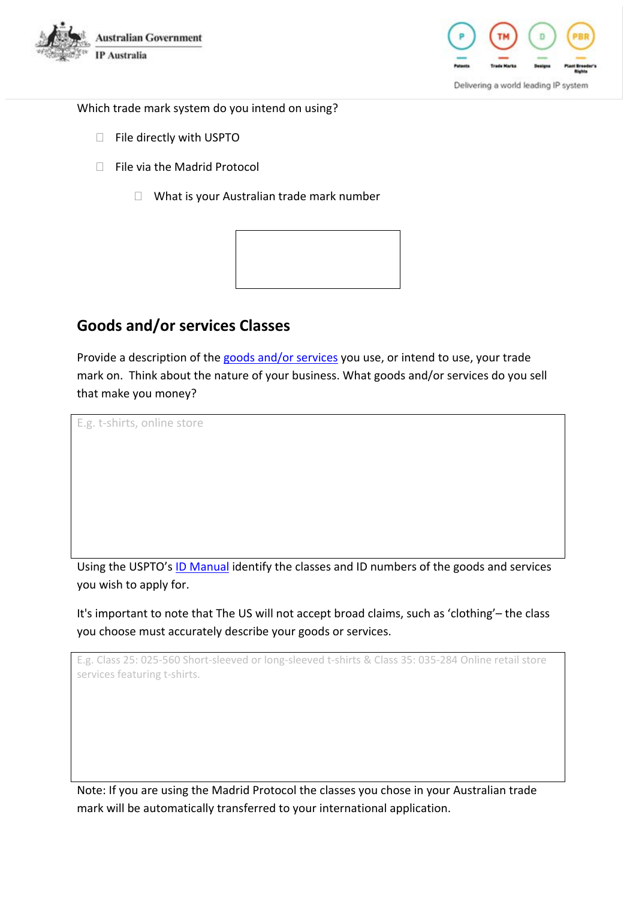Which trade mark system do you intend on using?

- ☐ File directly with USPTO
- ☐ File via the Madrid Protocol
  - ☐ What is your Australian trade mark number

## Goods and/or services Classes

Provide a description of the goods and/or services you use, or intend to use, your trade mark on. Think about the nature of your business. What goods and/or services do you sell that make you money?

E.g. t-shirts, online store

Using the USPTO's ID Manual identify the classes and ID numbers of the goods and services you wish to apply for.

It's important to note that The US will not accept broad claims, such as 'clothing'– the class you choose must accurately describe your goods or services.

E.g. Class 25: 025-560 Short-sleeved or long-sleeved t-shirts & Class 35: 035-284 Online retail store services featuring t-shirts.

Note: If you are using the Madrid Protocol the classes you chose in your Australian trade mark will be automatically transferred to your international application.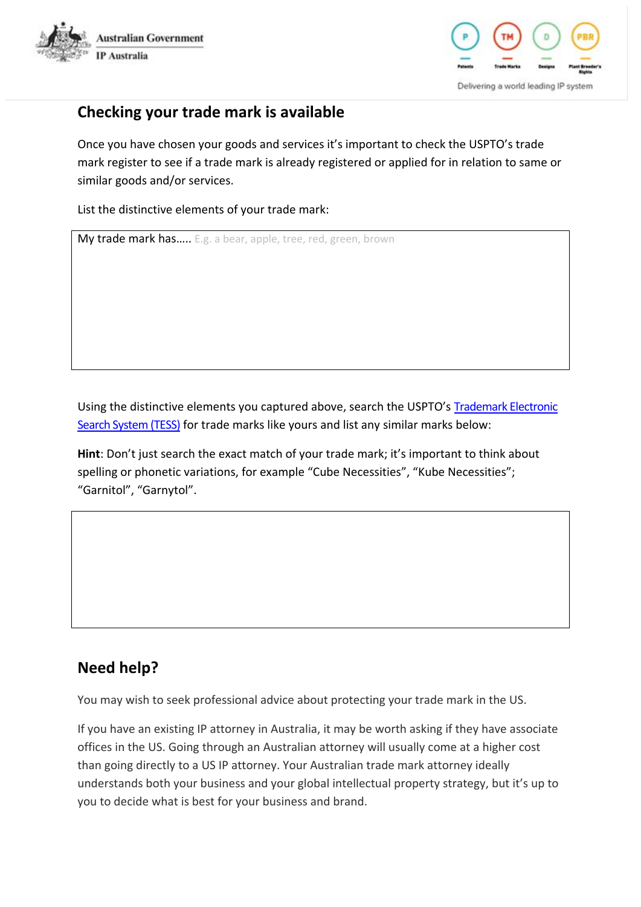## Checking your trade mark is available

Once you have chosen your goods and services it's important to check the USPTO's trade mark register to see if a trade mark is already registered or applied for in relation to same or similar goods and/or services.

List the distinctive elements of your trade mark:

| My trade mark has….. E.g. a bear, apple, tree, red, green, brown |
|---|
| |

Using the distinctive elements you captured above, search the USPTO's [Trademark Electronic Search System (TESS)]() for trade marks like yours and list any similar marks below:

**Hint**: Don't just search the exact match of your trade mark; it's important to think about spelling or phonetic variations, for example "Cube Necessities", "Kube Necessities"; "Garnitol", "Garnytol".

| |
|---|
| |

## Need help?

You may wish to seek professional advice about protecting your trade mark in the US.

If you have an existing IP attorney in Australia, it may be worth asking if they have associate offices in the US. Going through an Australian attorney will usually come at a higher cost than going directly to a US IP attorney. Your Australian trade mark attorney ideally understands both your business and your global intellectual property strategy, but it's up to you to decide what is best for your business and brand.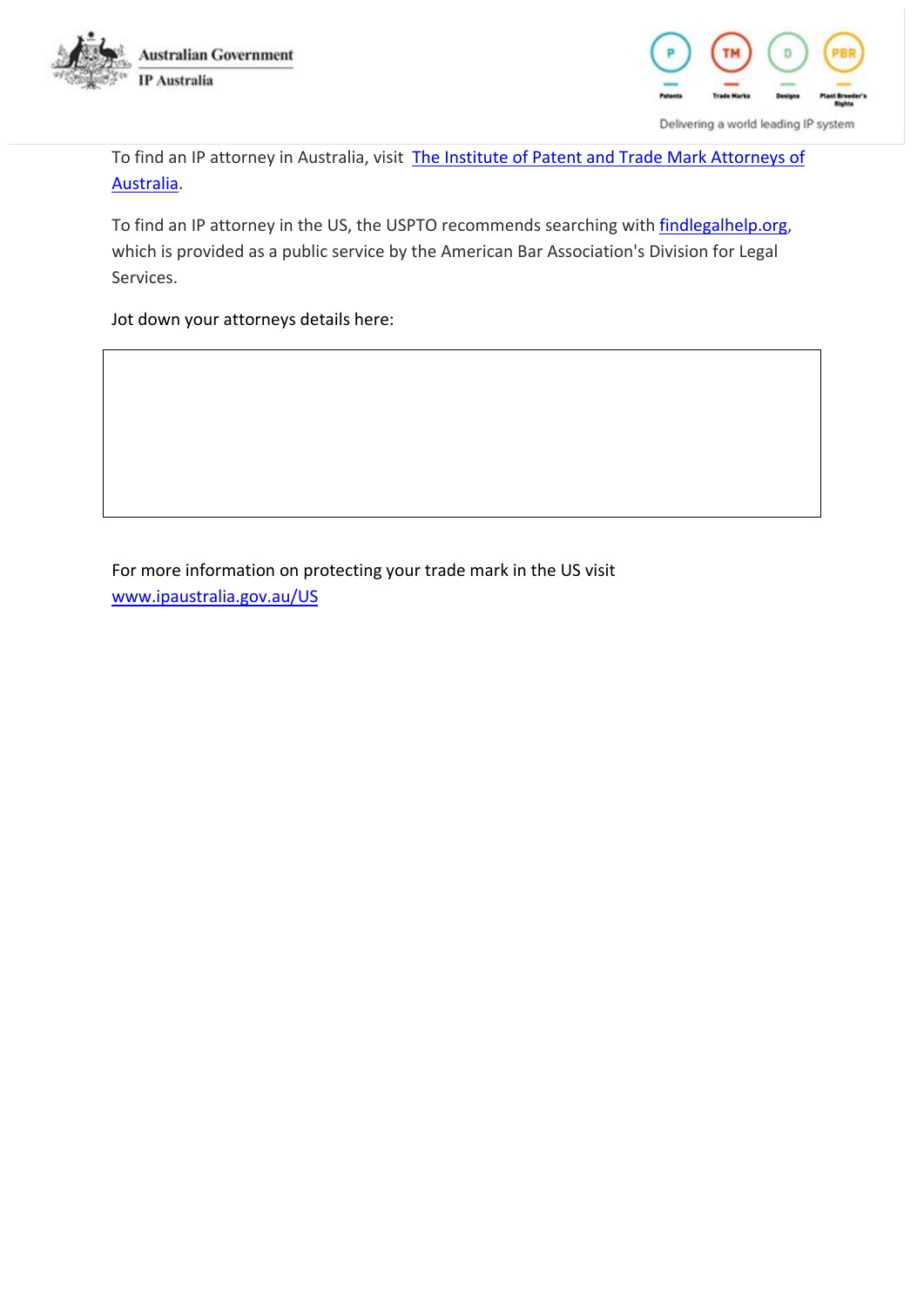To find an IP attorney in Australia, visit [The Institute of Patent and Trade Mark Attorneys of Australia](#).

To find an IP attorney in the US, the USPTO recommends searching with [findlegalhelp.org](#), which is provided as a public service by the American Bar Association's Division for Legal Services.

Jot down your attorneys details here:

| |
|---|
| |

For more information on protecting your trade mark in the US visit [www.ipaustralia.gov.au/US](#)